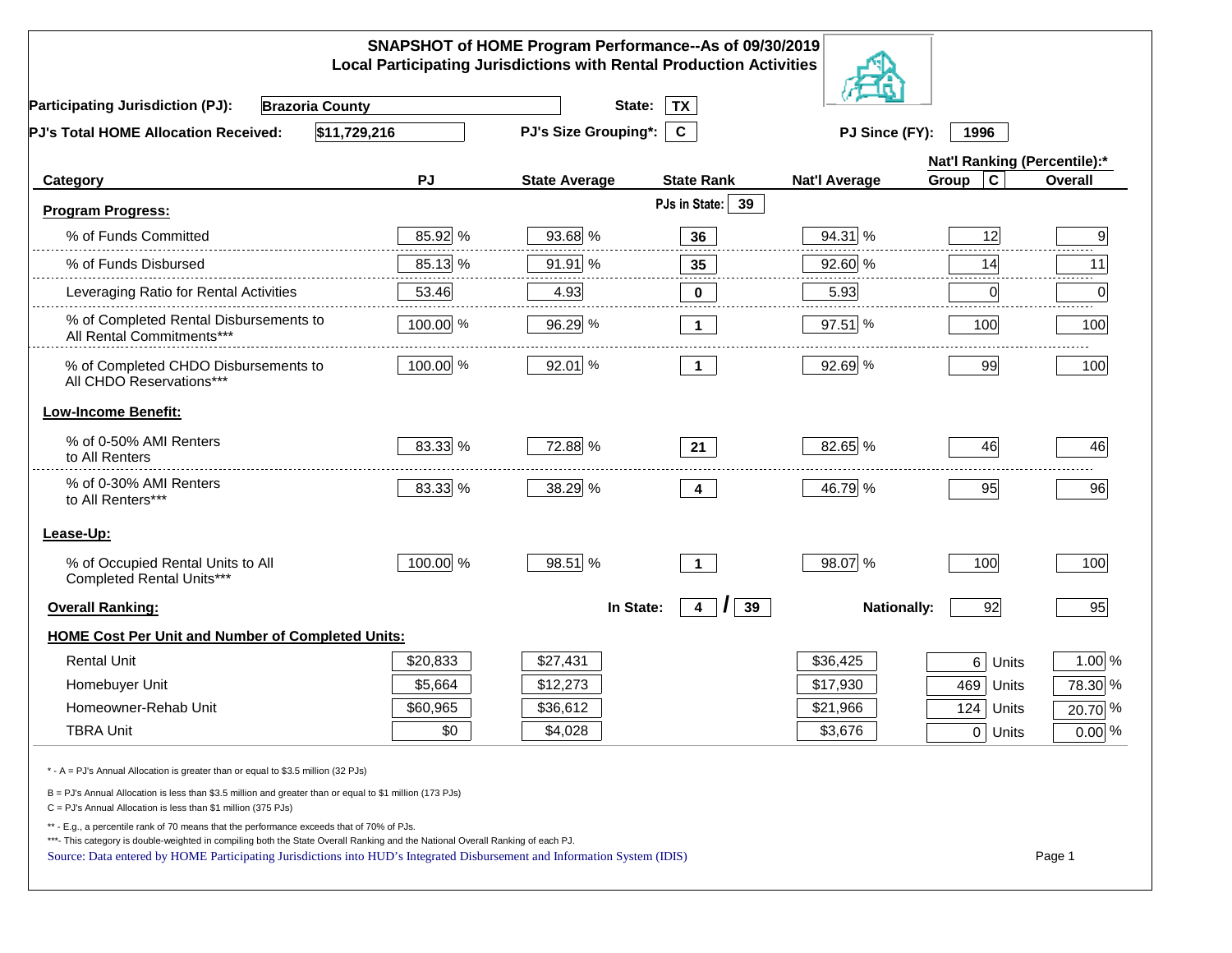# SNAPSHOT of HOME Program Performance--As of 09/30/2019
## Local Participating Jurisdictions with Rental Production Activities

**Participating Jurisdiction (PJ):** Brazoria County **State:** TX

**PJ's Total HOME Allocation Received:** $11,729,216 **PJ's Size Grouping*:** C **PJ Since (FY):** 1996

| Category | PJ | State Average | State Rank | Nat'l Average | Nat'l Ranking (Percentile):* Group C | Overall |
|---|---|---|---|---|---|---|
| **Program Progress:** | | | PJs in State: 39 | | | |
| % of Funds Committed | 85.92 % | 93.68 % | 36 | 94.31 % | 12 | 9 |
| % of Funds Disbursed | 85.13 % | 91.91 % | 35 | 92.60 % | 14 | 11 |
| Leveraging Ratio for Rental Activities | 53.46 | 4.93 | 0 | 5.93 | 0 | 0 |
| % of Completed Rental Disbursements to All Rental Commitments*** | 100.00 % | 96.29 % | 1 | 97.51 % | 100 | 100 |
| % of Completed CHDO Disbursements to All CHDO Reservations*** | 100.00 % | 92.01 % | 1 | 92.69 % | 99 | 100 |
| **Low-Income Benefit:** | | | | | | |
| % of 0-50% AMI Renters to All Renters | 83.33 % | 72.88 % | 21 | 82.65 % | 46 | 46 |
| % of 0-30% AMI Renters to All Renters*** | 83.33 % | 38.29 % | 4 | 46.79 % | 95 | 96 |
| **Lease-Up:** | | | | | | |
| % of Occupied Rental Units to All Completed Rental Units*** | 100.00 % | 98.51 % | 1 | 98.07 % | 100 | 100 |
| **Overall Ranking:** | | In State: | 4 / 39 | Nationally: | 92 | 95 |
| **HOME Cost Per Unit and Number of Completed Units:** | | | | | | |
| Rental Unit | $20,833 | $27,431 | | $36,425 | 6 Units | 1.00 % |
| Homebuyer Unit | $5,664 | $12,273 | | $17,930 | 469 Units | 78.30 % |
| Homeowner-Rehab Unit | $60,965 | $36,612 | | $21,966 | 124 Units | 20.70 % |
| TBRA Unit | $0 | $4,028 | | $3,676 | 0 Units | 0.00 % |

\* - A = PJ's Annual Allocation is greater than or equal to $3.5 million (32 PJs)

B = PJ's Annual Allocation is less than $3.5 million and greater than or equal to $1 million (173 PJs)

C = PJ's Annual Allocation is less than $1 million (375 PJs)

** - E.g., a percentile rank of 70 means that the performance exceeds that of 70% of PJs.

***- This category is double-weighted in compiling both the State Overall Ranking and the National Overall Ranking of each PJ.

Source: Data entered by HOME Participating Jurisdictions into HUD's Integrated Disbursement and Information System (IDIS)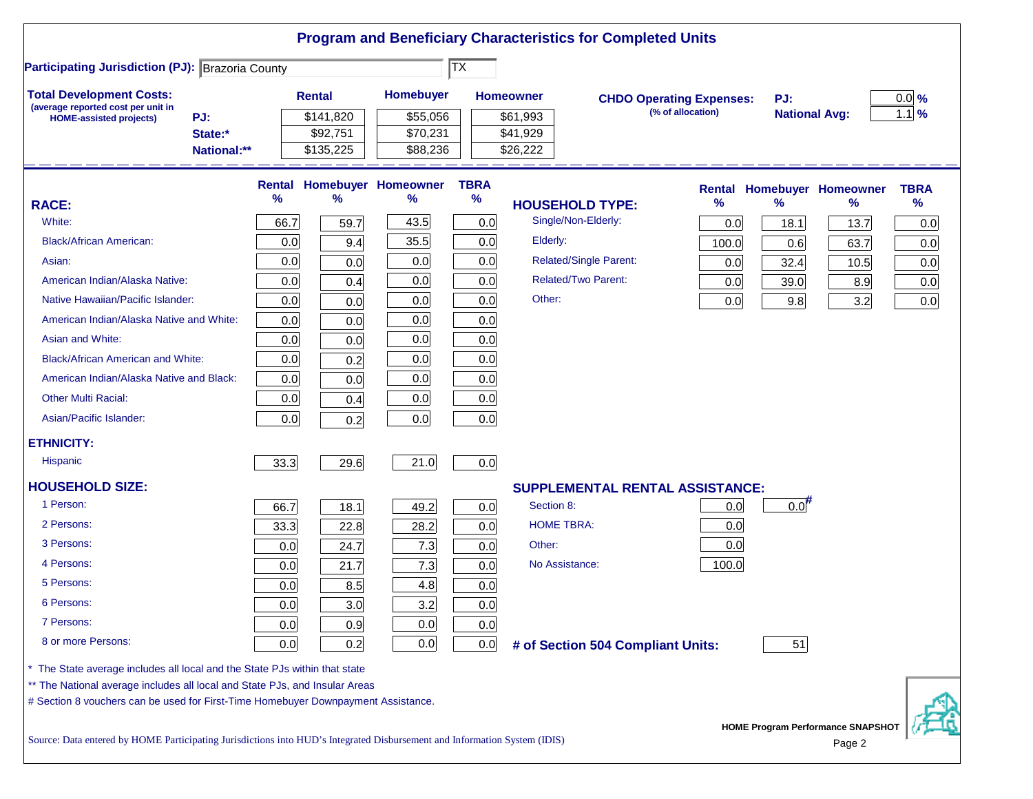# Program and Beneficiary Characteristics for Completed Units

**Participating Jurisdiction (PJ):** Brazoria County | TX

**Total Development Costs:**
(average reported cost per unit in HOME-assisted projects)

| | Rental | Homebuyer | Homeowner |
|---|---|---|---|
| PJ: | $141,820 | $55,056 | $61,993 |
| State:* | $92,751 | $70,231 | $41,929 |
| National:** | $135,225 | $88,236 | $26,222 |

**CHDO Operating Expenses:** (% of allocation)

| | |
|---|---|
| PJ: | 0.0 % |
| National Avg: | 1.1 % |

| RACE: | Rental % | Homebuyer % | Homeowner % | TBRA % |
|---|---|---|---|---|
| White: | 66.7 | 59.7 | 43.5 | 0.0 |
| Black/African American: | 0.0 | 9.4 | 35.5 | 0.0 |
| Asian: | 0.0 | 0.0 | 0.0 | 0.0 |
| American Indian/Alaska Native: | 0.0 | 0.4 | 0.0 | 0.0 |
| Native Hawaiian/Pacific Islander: | 0.0 | 0.0 | 0.0 | 0.0 |
| American Indian/Alaska Native and White: | 0.0 | 0.0 | 0.0 | 0.0 |
| Asian and White: | 0.0 | 0.0 | 0.0 | 0.0 |
| Black/African American and White: | 0.0 | 0.2 | 0.0 | 0.0 |
| American Indian/Alaska Native and Black: | 0.0 | 0.0 | 0.0 | 0.0 |
| Other Multi Racial: | 0.0 | 0.4 | 0.0 | 0.0 |
| Asian/Pacific Islander: | 0.0 | 0.2 | 0.0 | 0.0 |
| **ETHNICITY:** | | | | |
| Hispanic | 33.3 | 29.6 | 21.0 | 0.0 |

| HOUSEHOLD TYPE: | Rental % | Homebuyer % | Homeowner % | TBRA % |
|---|---|---|---|---|
| Single/Non-Elderly: | 0.0 | 18.1 | 13.7 | 0.0 |
| Elderly: | 100.0 | 0.6 | 63.7 | 0.0 |
| Related/Single Parent: | 0.0 | 32.4 | 10.5 | 0.0 |
| Related/Two Parent: | 0.0 | 39.0 | 8.9 | 0.0 |
| Other: | 0.0 | 9.8 | 3.2 | 0.0 |

| HOUSEHOLD SIZE: | Rental % | Homebuyer % | Homeowner % | TBRA % |
|---|---|---|---|---|
| 1 Person: | 66.7 | 18.1 | 49.2 | 0.0 |
| 2 Persons: | 33.3 | 22.8 | 28.2 | 0.0 |
| 3 Persons: | 0.0 | 24.7 | 7.3 | 0.0 |
| 4 Persons: | 0.0 | 21.7 | 7.3 | 0.0 |
| 5 Persons: | 0.0 | 8.5 | 4.8 | 0.0 |
| 6 Persons: | 0.0 | 3.0 | 3.2 | 0.0 |
| 7 Persons: | 0.0 | 0.9 | 0.0 | 0.0 |
| 8 or more Persons: | 0.0 | 0.2 | 0.0 | 0.0 |

| SUPPLEMENTAL RENTAL ASSISTANCE: | Rental | Homebuyer |
|---|---|---|
| Section 8: | 0.0 | 0.0# |
| HOME TBRA: | 0.0 | |
| Other: | 0.0 | |
| No Assistance: | 100.0 | |

**# of Section 504 Compliant Units:** 51

\* The State average includes all local and the State PJs within that state

** The National average includes all local and State PJs, and Insular Areas

# Section 8 vouchers can be used for First-Time Homebuyer Downpayment Assistance.

Source: Data entered by HOME Participating Jurisdictions into HUD's Integrated Disbursement and Information System (IDIS)

HOME Program Performance SNAPSHOT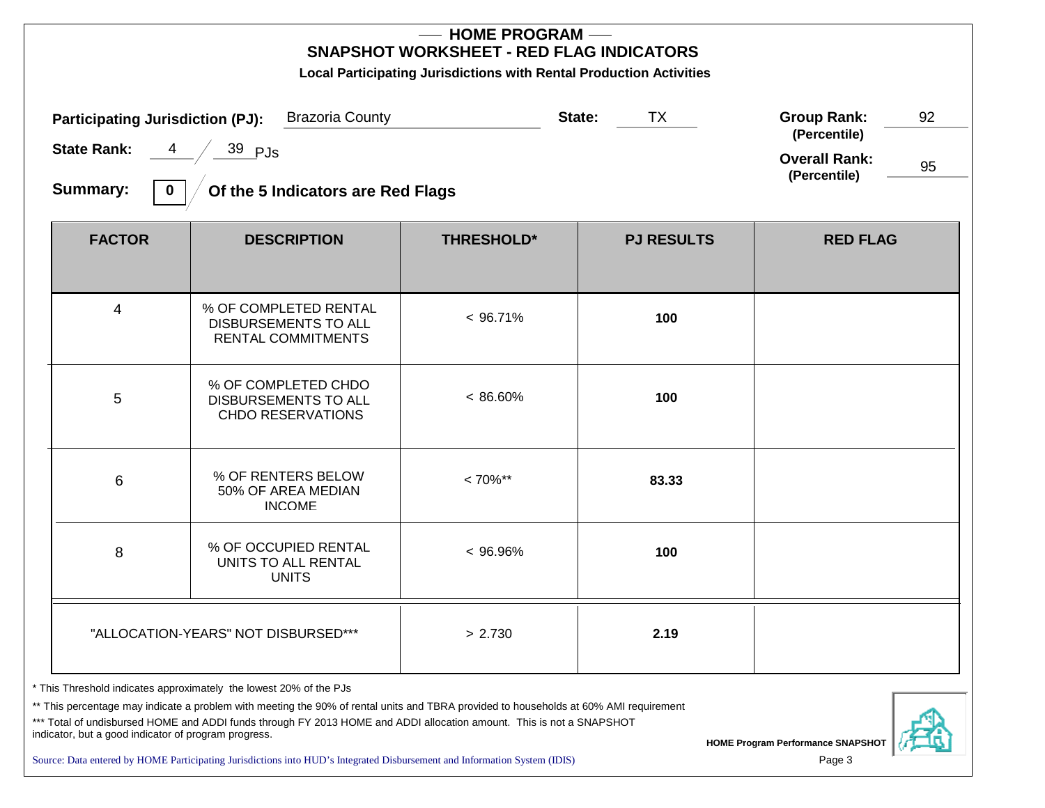## HOME PROGRAM
## SNAPSHOT WORKSHEET - RED FLAG INDICATORS
### Local Participating Jurisdictions with Rental Production Activities

**Participating Jurisdiction (PJ):** Brazoria County **State:** TX **Group Rank:** 92 **(Percentile)**

**State Rank:** 4 / 39 PJs **Overall Rank:** 95 **(Percentile)**

**Summary:** 0 / **Of the 5 Indicators are Red Flags**

| FACTOR | DESCRIPTION | THRESHOLD* | PJ RESULTS | RED FLAG |
|---|---|---|---|---|
| 4 | % OF COMPLETED RENTAL DISBURSEMENTS TO ALL RENTAL COMMITMENTS | < 96.71% | **100** | |
| 5 | % OF COMPLETED CHDO DISBURSEMENTS TO ALL CHDO RESERVATIONS | < 86.60% | **100** | |
| 6 | % OF RENTERS BELOW 50% OF AREA MEDIAN INCOME | < 70%** | **83.33** | |
| 8 | % OF OCCUPIED RENTAL UNITS TO ALL RENTAL UNITS | < 96.96% | **100** | |
| "ALLOCATION-YEARS" NOT DISBURSED*** | | > 2.730 | **2.19** | |

* This Threshold indicates approximately the lowest 20% of the PJs

** This percentage may indicate a problem with meeting the 90% of rental units and TBRA provided to households at 60% AMI requirement

*** Total of undisbursed HOME and ADDI funds through FY 2013 HOME and ADDI allocation amount. This is not a SNAPSHOT indicator, but a good indicator of program progress.

**HOME Program Performance SNAPSHOT**

Source: Data entered by HOME Participating Jurisdictions into HUD's Integrated Disbursement and Information System (IDIS)